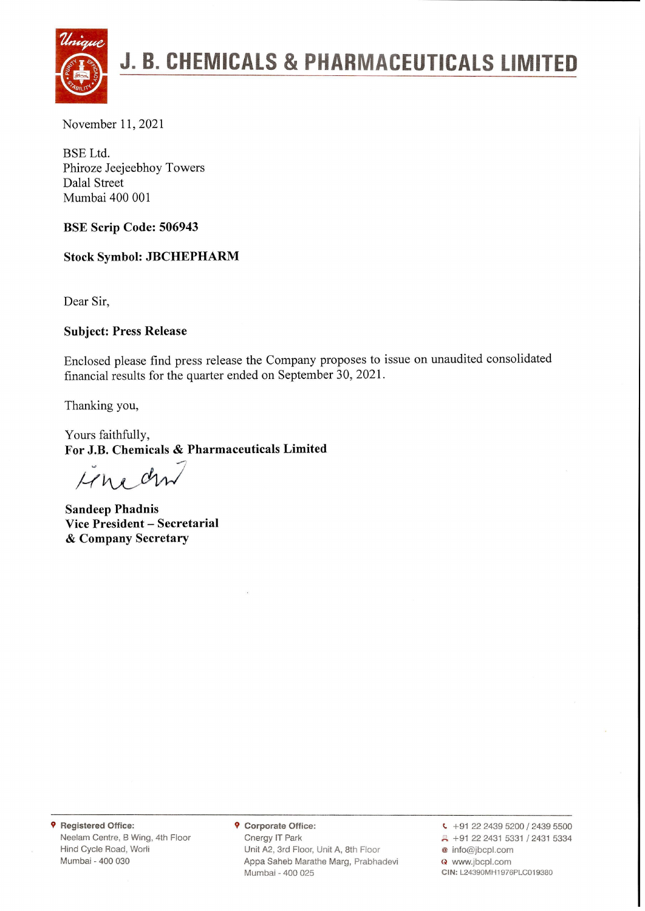# J. B. CHEMICALS & PHARMACEUTICALS LIMITED

November 11, 2021

BSE Ltd.
Phiroze Jeejeebhoy Towers
Dalal Street
Mumbai 400 001

**BSE Scrip Code: 506943**

**Stock Symbol: JBCHEPHARM**

Dear Sir,

**Subject: Press Release**

Enclosed please find press release the Company proposes to issue on unaudited consolidated financial results for the quarter ended on September 30, 2021.

Thanking you,

Yours faithfully,
**For J.B. Chemicals & Pharmaceuticals Limited**

**Sandeep Phadnis**
**Vice President – Secretarial**
**& Company Secretary**

**Registered Office:**
Neelam Centre, B Wing, 4th Floor
Hind Cycle Road, Worli
Mumbai - 400 030

**Corporate Office:**
Cnergy IT Park
Unit A2, 3rd Floor, Unit A, 8th Floor
Appa Saheb Marathe Marg, Prabhadevi
Mumbai - 400 025

+91 22 2439 5200 / 2439 5500
+91 22 2431 5331 / 2431 5334
info@jbcpl.com
www.jbcpl.com
**CIN:** L24390MH1976PLC019380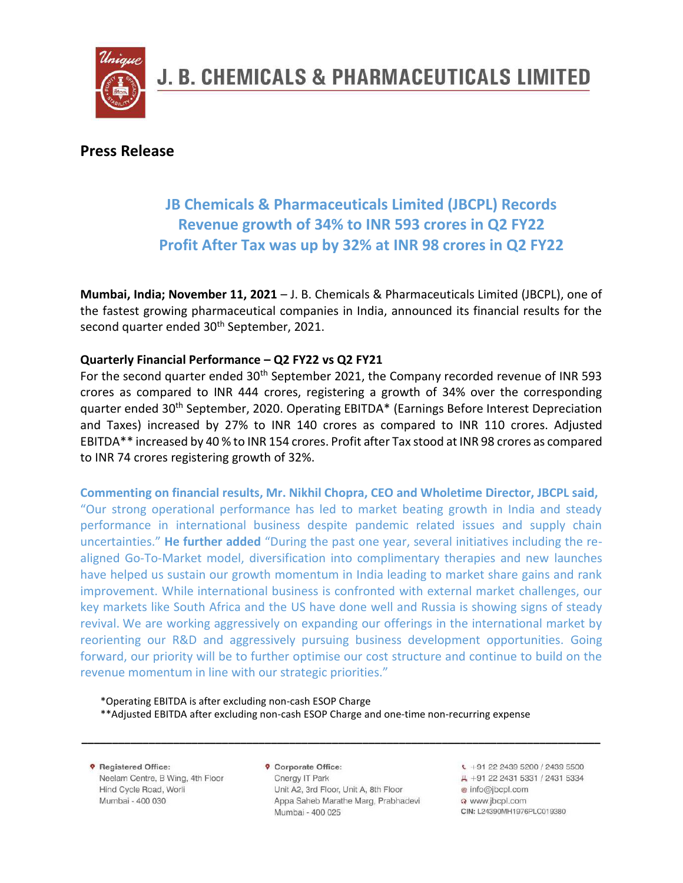# J. B. CHEMICALS & PHARMACEUTICALS LIMITED

## Press Release

### JB Chemicals & Pharmaceuticals Limited (JBCPL) Records Revenue growth of 34% to INR 593 crores in Q2 FY22 Profit After Tax was up by 32% at INR 98 crores in Q2 FY22

**Mumbai, India; November 11, 2021** – J. B. Chemicals & Pharmaceuticals Limited (JBCPL), one of the fastest growing pharmaceutical companies in India, announced its financial results for the second quarter ended 30th September, 2021.

**Quarterly Financial Performance – Q2 FY22 vs Q2 FY21**

For the second quarter ended 30th September 2021, the Company recorded revenue of INR 593 crores as compared to INR 444 crores, registering a growth of 34% over the corresponding quarter ended 30th September, 2020. Operating EBITDA* (Earnings Before Interest Depreciation and Taxes) increased by 27% to INR 140 crores as compared to INR 110 crores. Adjusted EBITDA** increased by 40 % to INR 154 crores. Profit after Tax stood at INR 98 crores as compared to INR 74 crores registering growth of 32%.

**Commenting on financial results, Mr. Nikhil Chopra, CEO and Wholetime Director, JBCPL said,** "Our strong operational performance has led to market beating growth in India and steady performance in international business despite pandemic related issues and supply chain uncertainties." **He further added** "During the past one year, several initiatives including the re-aligned Go-To-Market model, diversification into complimentary therapies and new launches have helped us sustain our growth momentum in India leading to market share gains and rank improvement. While international business is confronted with external market challenges, our key markets like South Africa and the US have done well and Russia is showing signs of steady revival. We are working aggressively on expanding our offerings in the international market by reorienting our R&D and aggressively pursuing business development opportunities. Going forward, our priority will be to further optimise our cost structure and continue to build on the revenue momentum in line with our strategic priorities."

*Operating EBITDA is after excluding non-cash ESOP Charge

**Adjusted EBITDA after excluding non-cash ESOP Charge and one-time non-recurring expense

---

Registered Office:
Neelam Centre, B Wing, 4th Floor
Hind Cycle Road, Worli
Mumbai - 400 030

Corporate Office:
Cnergy IT Park
Unit A2, 3rd Floor, Unit A, 8th Floor
Appa Saheb Marathe Marg, Prabhadevi
Mumbai - 400 025

+91 22 2439 5200 / 2439 5500
+91 22 2431 5331 / 2431 5334
info@jbcpl.com
www.jbcpl.com
CIN: L24390MH1976PLC019380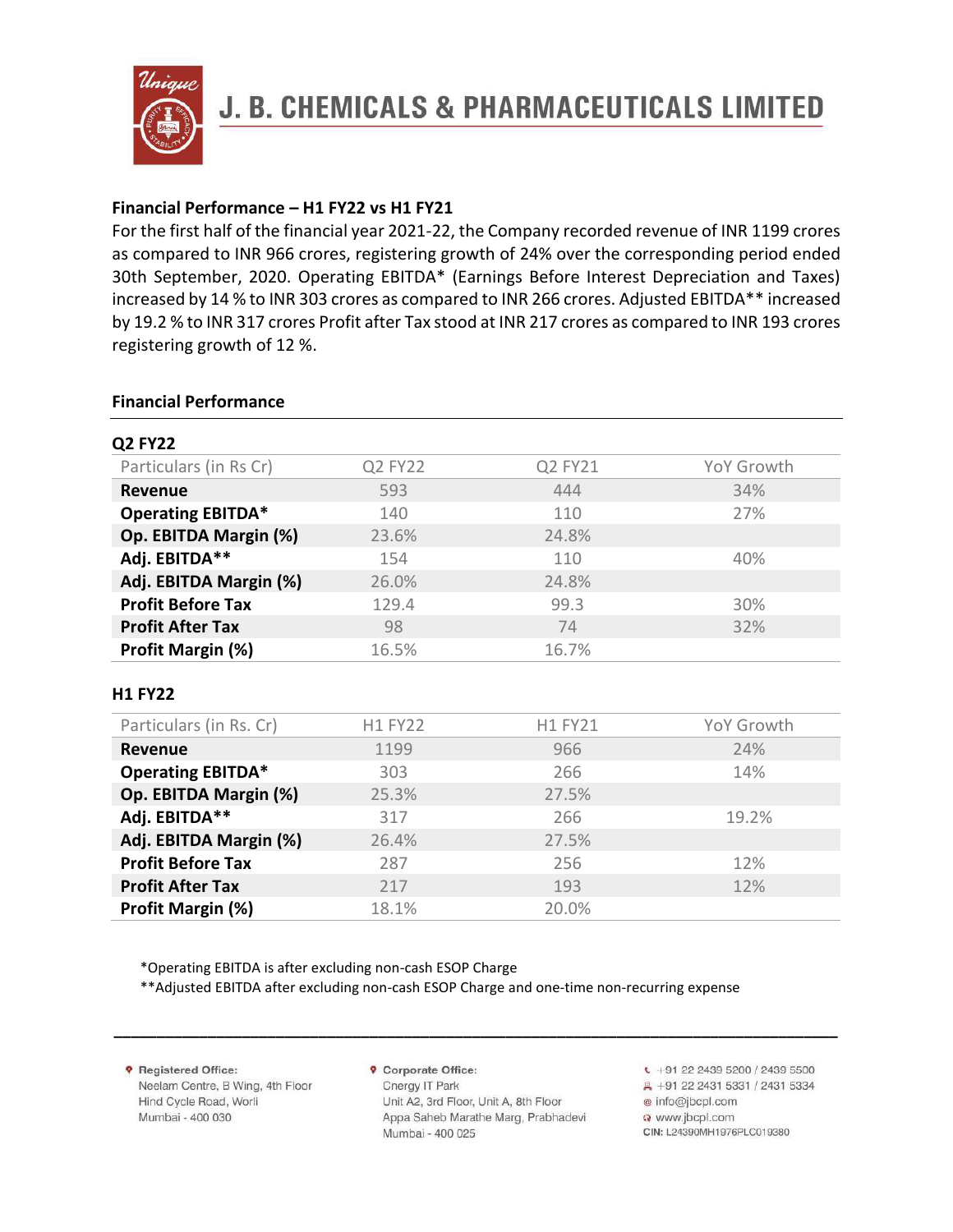### Financial Performance – H1 FY22 vs H1 FY21

For the first half of the financial year 2021-22, the Company recorded revenue of INR 1199 crores as compared to INR 966 crores, registering growth of 24% over the corresponding period ended 30th September, 2020. Operating EBITDA* (Earnings Before Interest Depreciation and Taxes) increased by 14 % to INR 303 crores as compared to INR 266 crores. Adjusted EBITDA** increased by 19.2 % to INR 317 crores Profit after Tax stood at INR 217 crores as compared to INR 193 crores registering growth of 12 %.

### Financial Performance

**Q2 FY22**

| Particulars (in Rs Cr) | Q2 FY22 | Q2 FY21 | YoY Growth |
|---|---|---|---|
| **Revenue** | 593 | 444 | 34% |
| **Operating EBITDA*** | 140 | 110 | 27% |
| **Op. EBITDA Margin (%)** | 23.6% | 24.8% | |
| **Adj. EBITDA**** | 154 | 110 | 40% |
| **Adj. EBITDA Margin (%)** | 26.0% | 24.8% | |
| **Profit Before Tax** | 129.4 | 99.3 | 30% |
| **Profit After Tax** | 98 | 74 | 32% |
| **Profit Margin (%)** | 16.5% | 16.7% | |

**H1 FY22**

| Particulars (in Rs. Cr) | H1 FY22 | H1 FY21 | YoY Growth |
|---|---|---|---|
| **Revenue** | 1199 | 966 | 24% |
| **Operating EBITDA*** | 303 | 266 | 14% |
| **Op. EBITDA Margin (%)** | 25.3% | 27.5% | |
| **Adj. EBITDA**** | 317 | 266 | 19.2% |
| **Adj. EBITDA Margin (%)** | 26.4% | 27.5% | |
| **Profit Before Tax** | 287 | 256 | 12% |
| **Profit After Tax** | 217 | 193 | 12% |
| **Profit Margin (%)** | 18.1% | 20.0% | |

*Operating EBITDA is after excluding non-cash ESOP Charge

**Adjusted EBITDA after excluding non-cash ESOP Charge and one-time non-recurring expense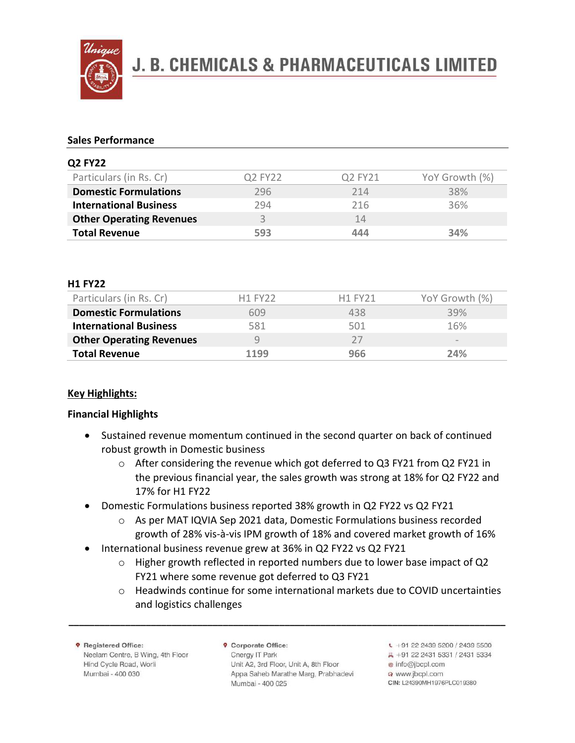## Sales Performance

### Q2 FY22

| Particulars (in Rs. Cr) | Q2 FY22 | Q2 FY21 | YoY Growth (%) |
|---|---|---|---|
| **Domestic Formulations** | 296 | 214 | 38% |
| **International Business** | 294 | 216 | 36% |
| **Other Operating Revenues** | 3 | 14 | |
| **Total Revenue** | **593** | **444** | **34%** |

### H1 FY22

| Particulars (in Rs. Cr) | H1 FY22 | H1 FY21 | YoY Growth (%) |
|---|---|---|---|
| **Domestic Formulations** | 609 | 438 | 39% |
| **International Business** | 581 | 501 | 16% |
| **Other Operating Revenues** | 9 | 27 | - |
| **Total Revenue** | **1199** | **966** | **24%** |

## Key Highlights:

### Financial Highlights

- Sustained revenue momentum continued in the second quarter on back of continued robust growth in Domestic business
  - After considering the revenue which got deferred to Q3 FY21 from Q2 FY21 in the previous financial year, the sales growth was strong at 18% for Q2 FY22 and 17% for H1 FY22
- Domestic Formulations business reported 38% growth in Q2 FY22 vs Q2 FY21
  - As per MAT IQVIA Sep 2021 data, Domestic Formulations business recorded growth of 28% vis-à-vis IPM growth of 18% and covered market growth of 16%
- International business revenue grew at 36% in Q2 FY22 vs Q2 FY21
  - Higher growth reflected in reported numbers due to lower base impact of Q2 FY21 where some revenue got deferred to Q3 FY21
  - Headwinds continue for some international markets due to COVID uncertainties and logistics challenges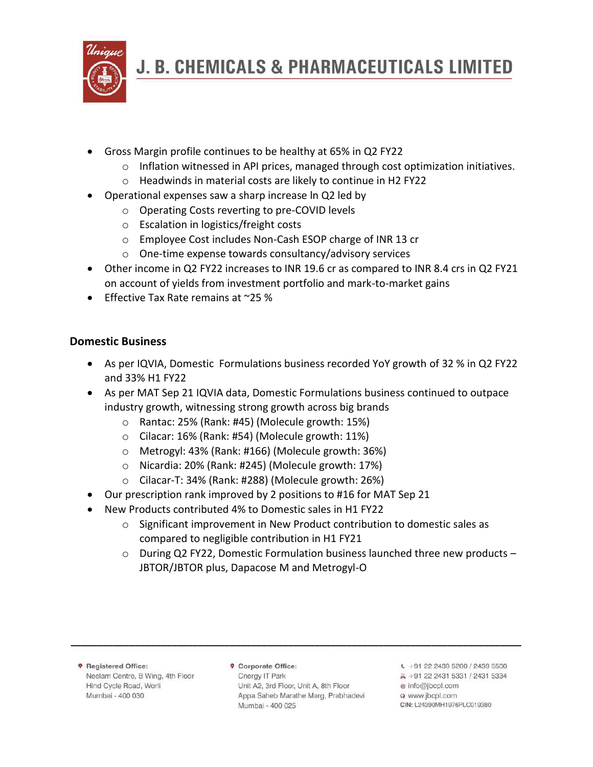- Gross Margin profile continues to be healthy at 65% in Q2 FY22
  - Inflation witnessed in API prices, managed through cost optimization initiatives.
  - Headwinds in material costs are likely to continue in H2 FY22
- Operational expenses saw a sharp increase ln Q2 led by
  - Operating Costs reverting to pre-COVID levels
  - Escalation in logistics/freight costs
  - Employee Cost includes Non-Cash ESOP charge of INR 13 cr
  - One-time expense towards consultancy/advisory services
- Other income in Q2 FY22 increases to INR 19.6 cr as compared to INR 8.4 crs in Q2 FY21 on account of yields from investment portfolio and mark-to-market gains
- Effective Tax Rate remains at ~25 %

## Domestic Business

- As per IQVIA, Domestic Formulations business recorded YoY growth of 32 % in Q2 FY22 and 33% H1 FY22
- As per MAT Sep 21 IQVIA data, Domestic Formulations business continued to outpace industry growth, witnessing strong growth across big brands
  - Rantac: 25% (Rank: #45) (Molecule growth: 15%)
  - Cilacar: 16% (Rank: #54) (Molecule growth: 11%)
  - Metrogyl: 43% (Rank: #166) (Molecule growth: 36%)
  - Nicardia: 20% (Rank: #245) (Molecule growth: 17%)
  - Cilacar-T: 34% (Rank: #288) (Molecule growth: 26%)
- Our prescription rank improved by 2 positions to #16 for MAT Sep 21
- New Products contributed 4% to Domestic sales in H1 FY22
  - Significant improvement in New Product contribution to domestic sales as compared to negligible contribution in H1 FY21
  - During Q2 FY22, Domestic Formulation business launched three new products – JBTOR/JBTOR plus, Dapacose M and Metrogyl-O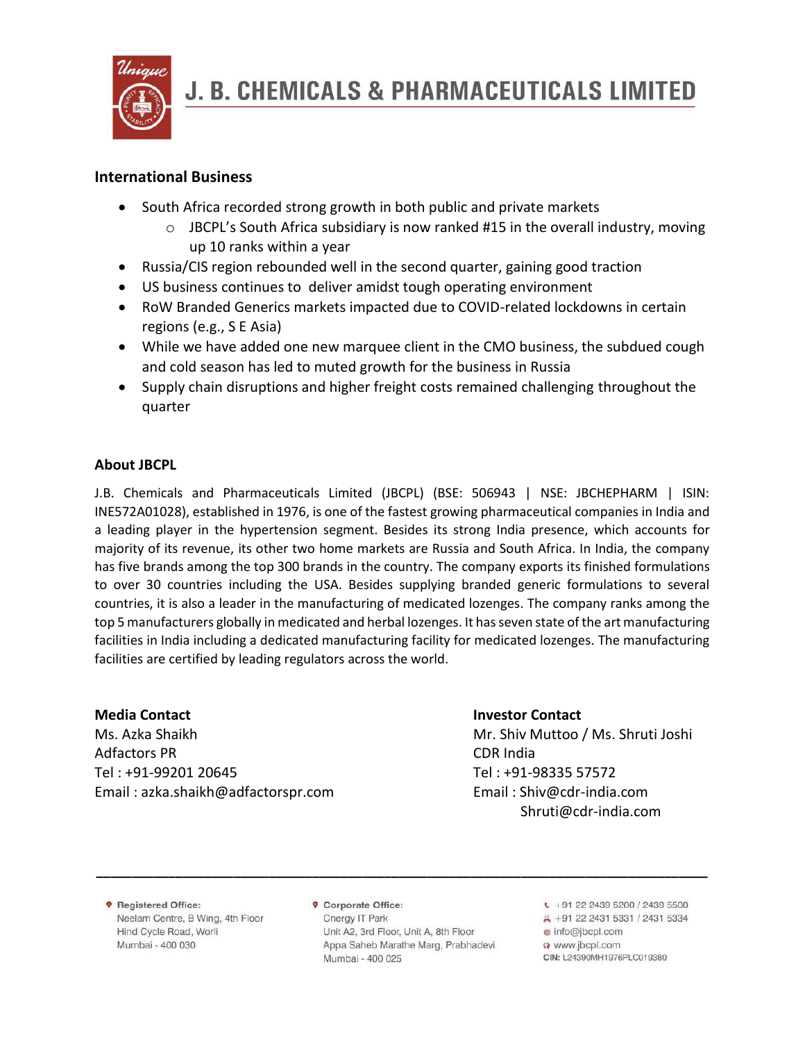## International Business

- South Africa recorded strong growth in both public and private markets
  - JBCPL's South Africa subsidiary is now ranked #15 in the overall industry, moving up 10 ranks within a year
- Russia/CIS region rebounded well in the second quarter, gaining good traction
- US business continues to deliver amidst tough operating environment
- RoW Branded Generics markets impacted due to COVID-related lockdowns in certain regions (e.g., S E Asia)
- While we have added one new marquee client in the CMO business, the subdued cough and cold season has led to muted growth for the business in Russia
- Supply chain disruptions and higher freight costs remained challenging throughout the quarter

## About JBCPL

J.B. Chemicals and Pharmaceuticals Limited (JBCPL) (BSE: 506943 | NSE: JBCHEPHARM | ISIN: INE572A01028), established in 1976, is one of the fastest growing pharmaceutical companies in India and a leading player in the hypertension segment. Besides its strong India presence, which accounts for majority of its revenue, its other two home markets are Russia and South Africa. In India, the company has five brands among the top 300 brands in the country. The company exports its finished formulations to over 30 countries including the USA. Besides supplying branded generic formulations to several countries, it is also a leader in the manufacturing of medicated lozenges. The company ranks among the top 5 manufacturers globally in medicated and herbal lozenges. It has seven state of the art manufacturing facilities in India including a dedicated manufacturing facility for medicated lozenges. The manufacturing facilities are certified by leading regulators across the world.

**Media Contact**
Ms. Azka Shaikh
Adfactors PR
Tel : +91-99201 20645
Email : azka.shaikh@adfactorspr.com

**Investor Contact**
Mr. Shiv Muttoo / Ms. Shruti Joshi
CDR India
Tel : +91-98335 57572
Email : Shiv@cdr-india.com
Shruti@cdr-india.com